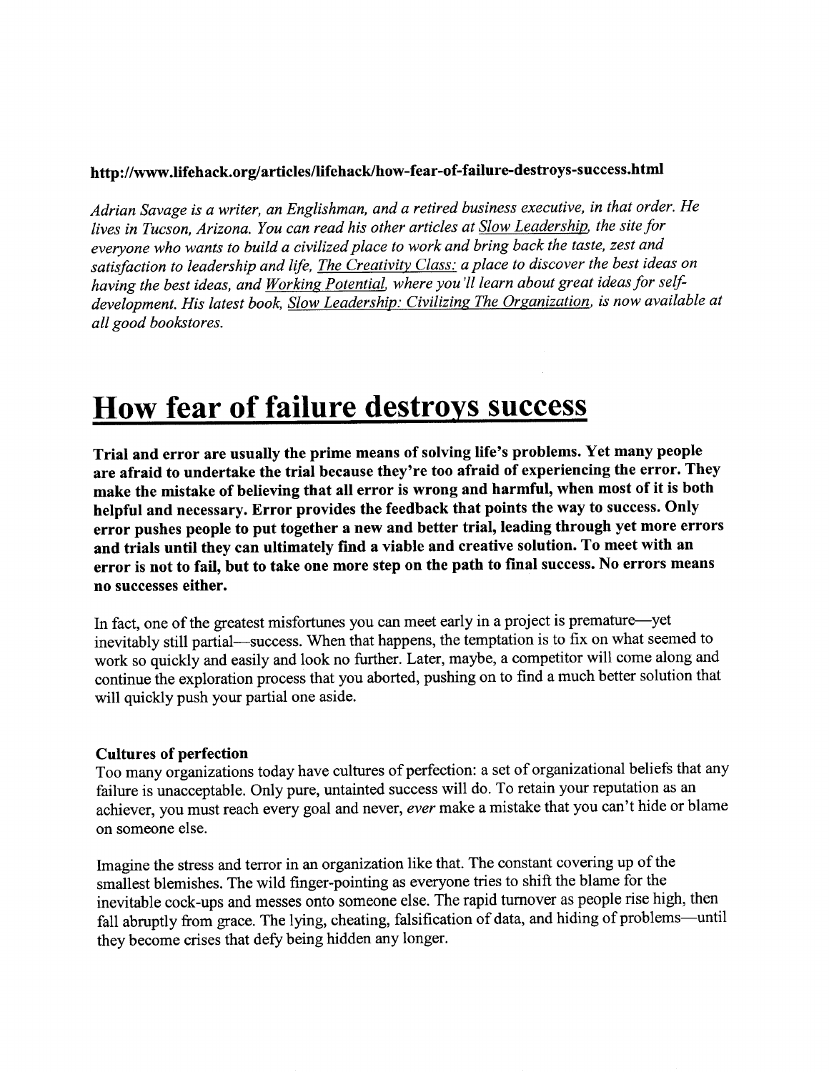**http://www.lifehack.org/articles/lifehack/how-fear-of-failure-destroys-success.html**

*Adrian Savage is a writer, an Englishman, and a retired business executive, in that order. He lives in Tucson, Arizona. You can read his other articles at Slow Leadership, the site for everyone who wants to build a civilized place to work and bring back the taste, zest and satisfaction to leadership and life, The Creativity Class: a place to discover the best ideas on having the best ideas, and Working Potential, where you'll learn about great ideas for self-development. His latest book, Slow Leadership: Civilizing The Organization, is now available at all good bookstores.*

# How fear of failure destroys success

**Trial and error are usually the prime means of solving life's problems. Yet many people are afraid to undertake the trial because they're too afraid of experiencing the error. They make the mistake of believing that all error is wrong and harmful, when most of it is both helpful and necessary. Error provides the feedback that points the way to success. Only error pushes people to put together a new and better trial, leading through yet more errors and trials until they can ultimately find a viable and creative solution. To meet with an error is not to fail, but to take one more step on the path to final success. No errors means no successes either.**

In fact, one of the greatest misfortunes you can meet early in a project is premature—yet inevitably still partial—success. When that happens, the temptation is to fix on what seemed to work so quickly and easily and look no further. Later, maybe, a competitor will come along and continue the exploration process that you aborted, pushing on to find a much better solution that will quickly push your partial one aside.

**Cultures of perfection**

Too many organizations today have cultures of perfection: a set of organizational beliefs that any failure is unacceptable. Only pure, untainted success will do. To retain your reputation as an achiever, you must reach every goal and never, *ever* make a mistake that you can't hide or blame on someone else.

Imagine the stress and terror in an organization like that. The constant covering up of the smallest blemishes. The wild finger-pointing as everyone tries to shift the blame for the inevitable cock-ups and messes onto someone else. The rapid turnover as people rise high, then fall abruptly from grace. The lying, cheating, falsification of data, and hiding of problems—until they become crises that defy being hidden any longer.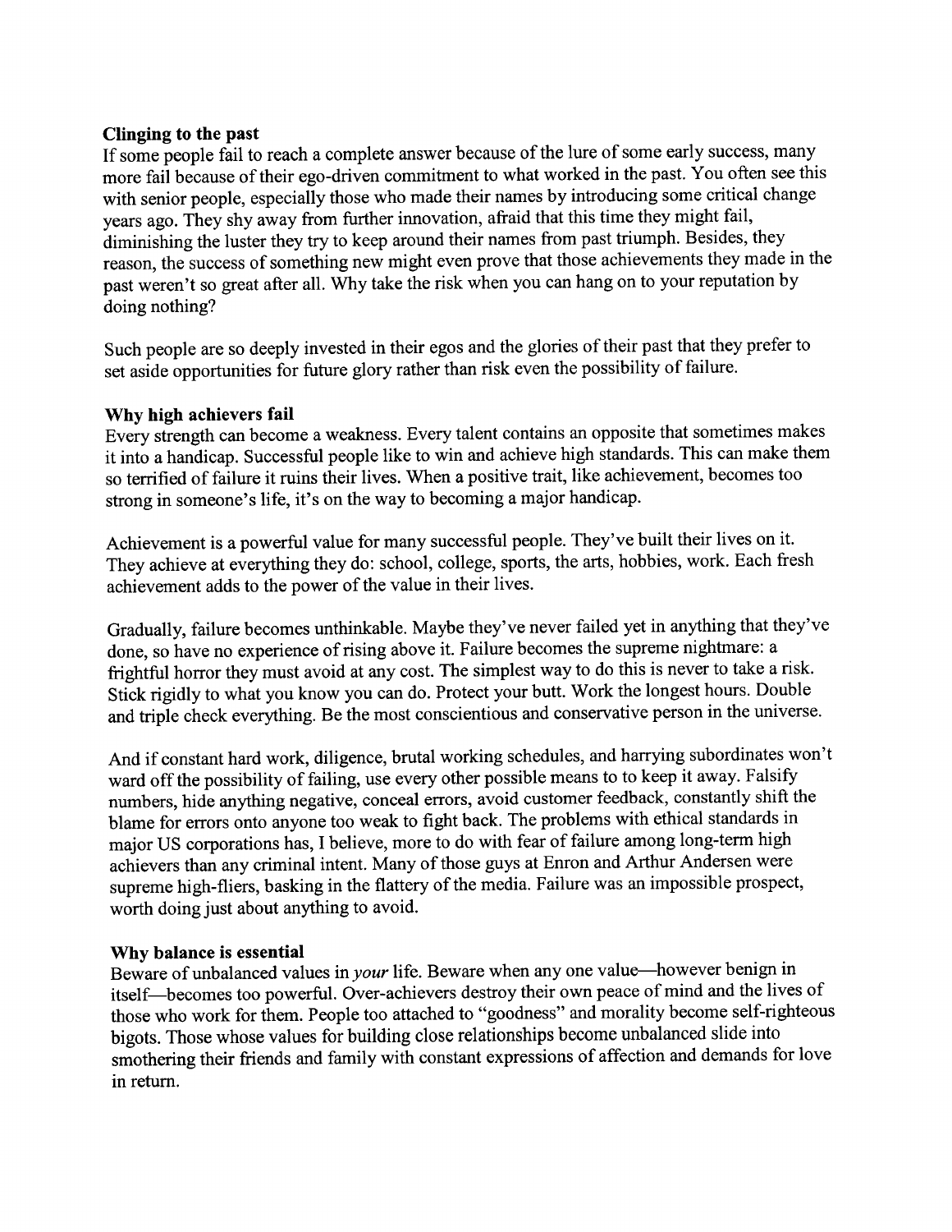**Clinging to the past**

If some people fail to reach a complete answer because of the lure of some early success, many more fail because of their ego-driven commitment to what worked in the past. You often see this with senior people, especially those who made their names by introducing some critical change years ago. They shy away from further innovation, afraid that this time they might fail, diminishing the luster they try to keep around their names from past triumph. Besides, they reason, the success of something new might even prove that those achievements they made in the past weren't so great after all. Why take the risk when you can hang on to your reputation by doing nothing?

Such people are so deeply invested in their egos and the glories of their past that they prefer to set aside opportunities for future glory rather than risk even the possibility of failure.

**Why high achievers fail**

Every strength can become a weakness. Every talent contains an opposite that sometimes makes it into a handicap. Successful people like to win and achieve high standards. This can make them so terrified of failure it ruins their lives. When a positive trait, like achievement, becomes too strong in someone's life, it's on the way to becoming a major handicap.

Achievement is a powerful value for many successful people. They've built their lives on it. They achieve at everything they do: school, college, sports, the arts, hobbies, work. Each fresh achievement adds to the power of the value in their lives.

Gradually, failure becomes unthinkable. Maybe they've never failed yet in anything that they've done, so have no experience of rising above it. Failure becomes the supreme nightmare: a frightful horror they must avoid at any cost. The simplest way to do this is never to take a risk. Stick rigidly to what you know you can do. Protect your butt. Work the longest hours. Double and triple check everything. Be the most conscientious and conservative person in the universe.

And if constant hard work, diligence, brutal working schedules, and harrying subordinates won't ward off the possibility of failing, use every other possible means to to keep it away. Falsify numbers, hide anything negative, conceal errors, avoid customer feedback, constantly shift the blame for errors onto anyone too weak to fight back. The problems with ethical standards in major US corporations has, I believe, more to do with fear of failure among long-term high achievers than any criminal intent. Many of those guys at Enron and Arthur Andersen were supreme high-fliers, basking in the flattery of the media. Failure was an impossible prospect, worth doing just about anything to avoid.

**Why balance is essential**

Beware of unbalanced values in *your* life. Beware when any one value—however benign in itself—becomes too powerful. Over-achievers destroy their own peace of mind and the lives of those who work for them. People too attached to "goodness" and morality become self-righteous bigots. Those whose values for building close relationships become unbalanced slide into smothering their friends and family with constant expressions of affection and demands for love in return.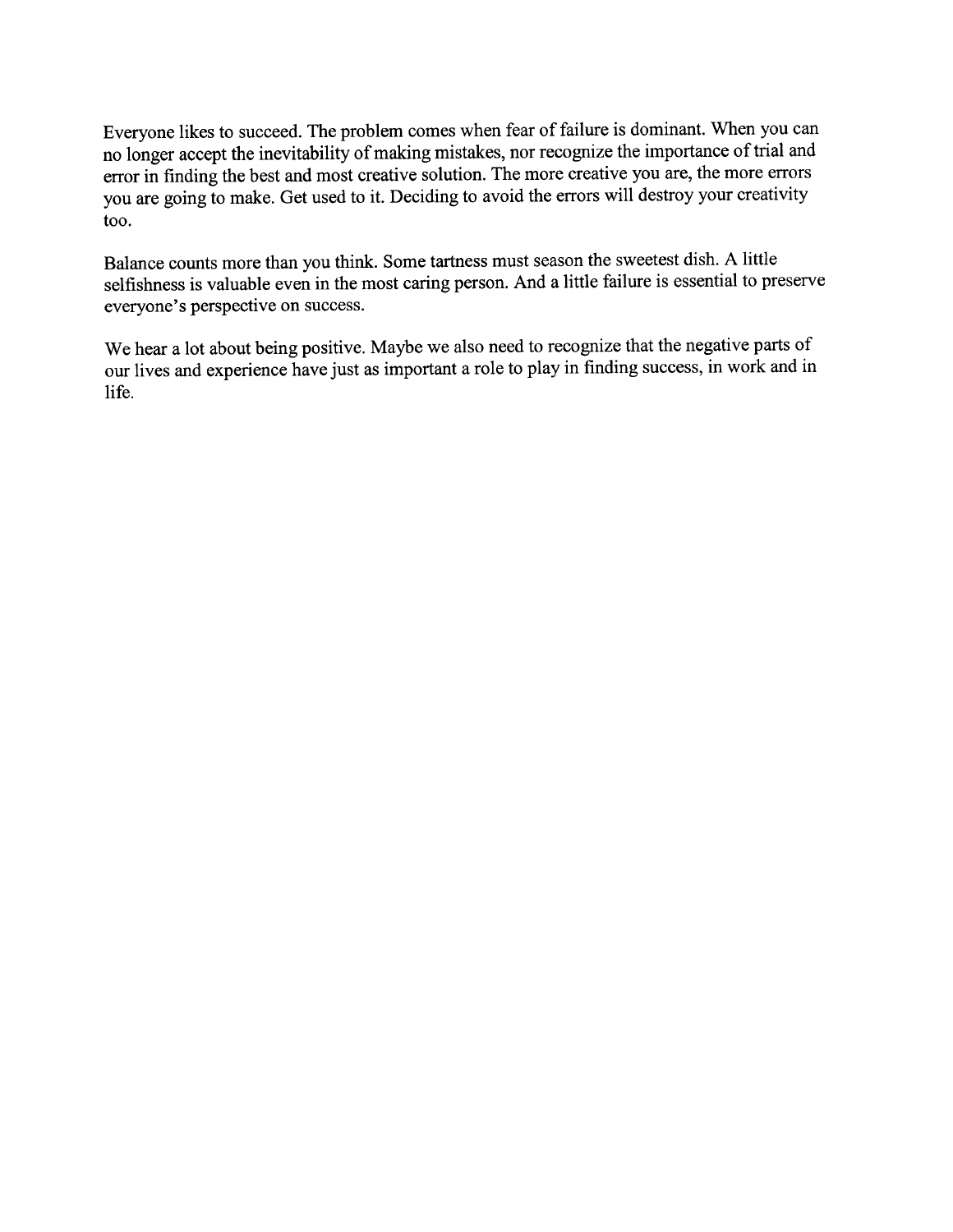Everyone likes to succeed. The problem comes when fear of failure is dominant. When you can no longer accept the inevitability of making mistakes, nor recognize the importance of trial and error in finding the best and most creative solution. The more creative you are, the more errors you are going to make. Get used to it. Deciding to avoid the errors will destroy your creativity too.

Balance counts more than you think. Some tartness must season the sweetest dish. A little selfishness is valuable even in the most caring person. And a little failure is essential to preserve everyone's perspective on success.

We hear a lot about being positive. Maybe we also need to recognize that the negative parts of our lives and experience have just as important a role to play in finding success, in work and in life.